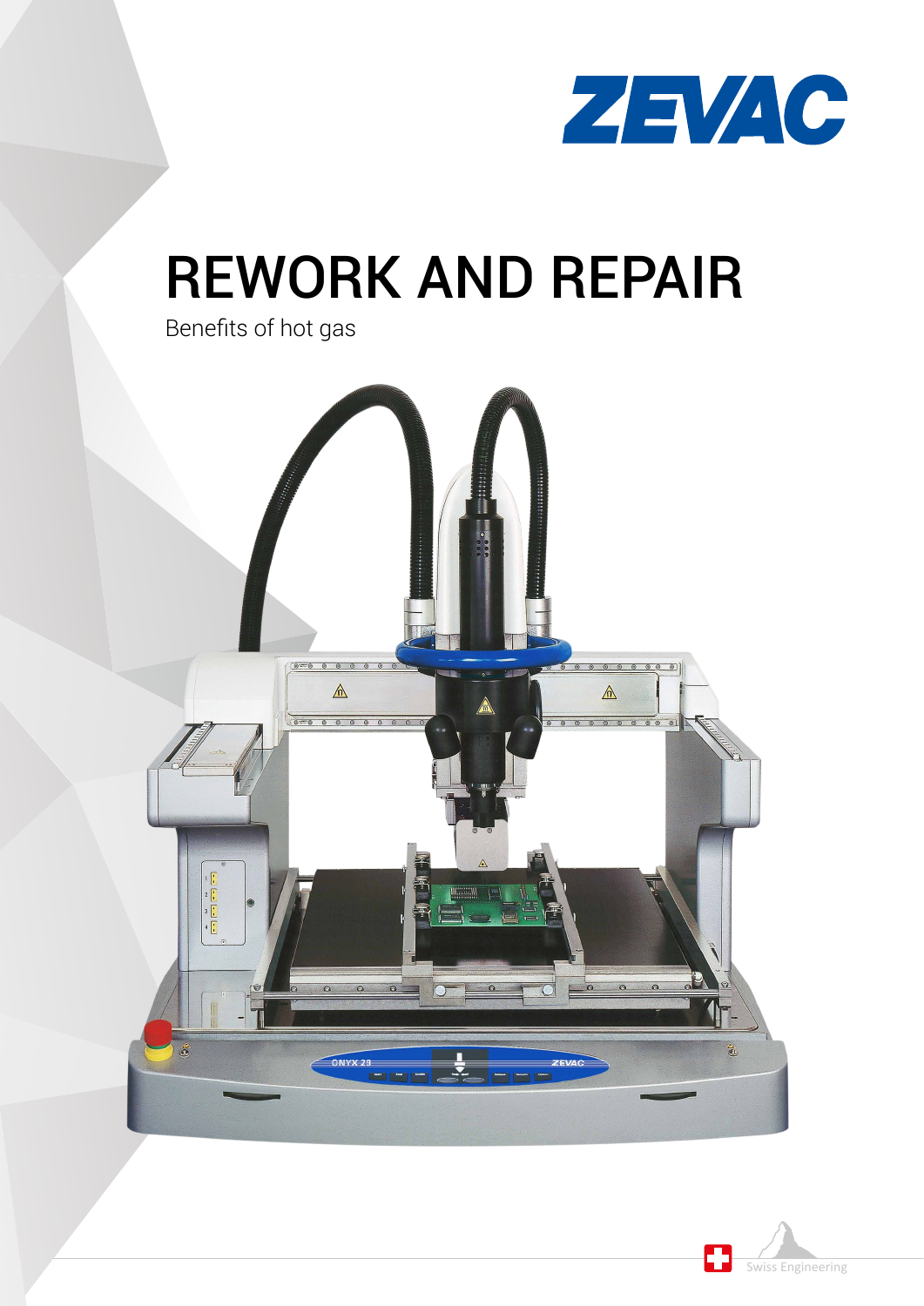ZEVAC

# REWORK AND REPAIR

Benefits of hot gas

Swiss Engineering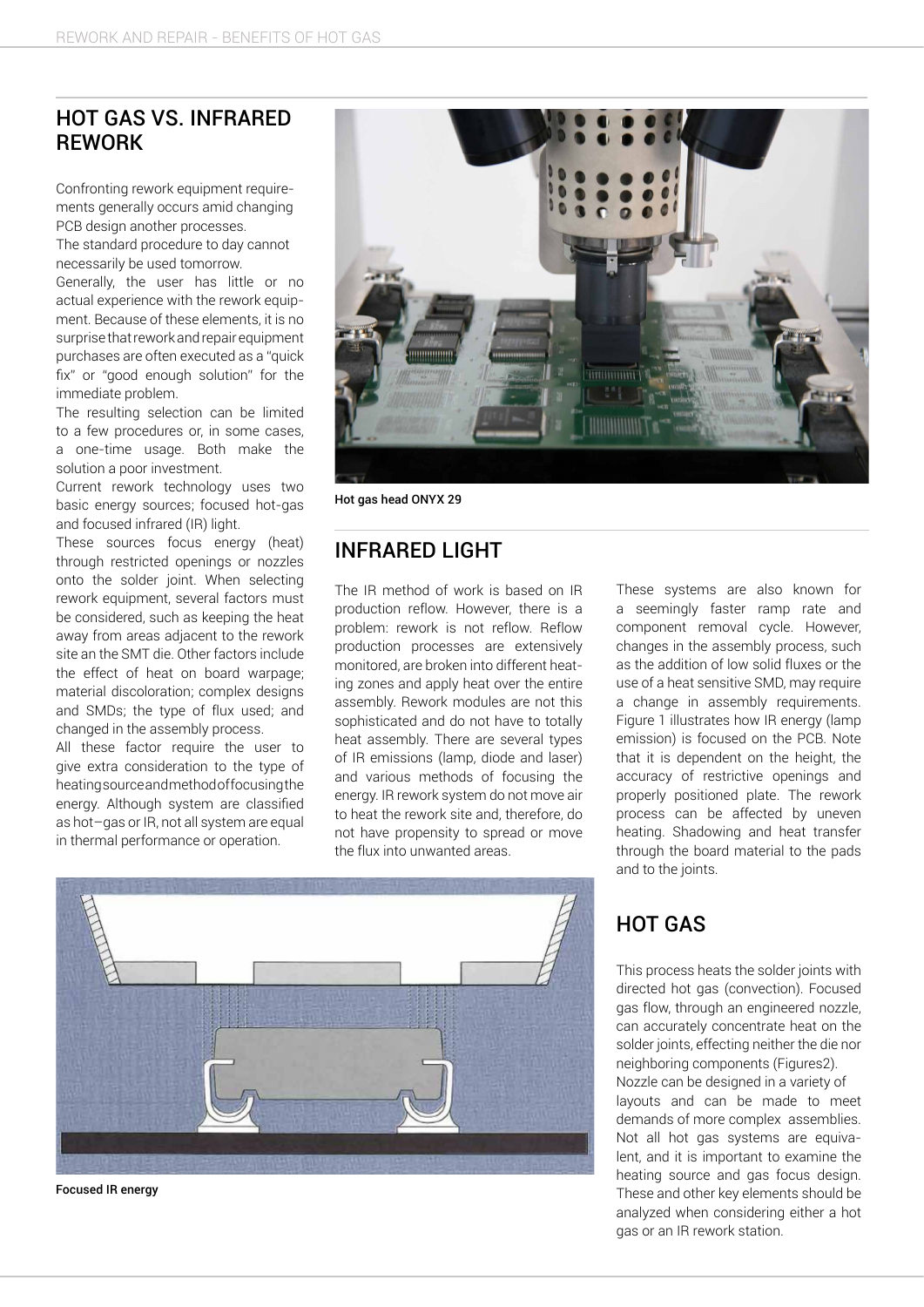## HOT GAS VS. INFRARED REWORK

Confronting rework equipment requirements generally occurs amid changing PCB design another processes.
The standard procedure to day cannot necessarily be used tomorrow.
Generally, the user has little or no actual experience with the rework equipment. Because of these elements, it is no surprise that rework and repair equipment purchases are often executed as a "quick fix" or "good enough solution" for the immediate problem.
The resulting selection can be limited to a few procedures or, in some cases, a one-time usage. Both make the solution a poor investment.
Current rework technology uses two basic energy sources; focused hot-gas and focused infrared (IR) light.
These sources focus energy (heat) through restricted openings or nozzles onto the solder joint. When selecting rework equipment, several factors must be considered, such as keeping the heat away from areas adjacent to the rework site an the SMT die. Other factors include the effect of heat on board warpage; material discoloration; complex designs and SMDs; the type of flux used; and changed in the assembly process.
All these factor require the user to give extra consideration to the type of heatingsourceandmethodoffocusingthe energy. Although system are classified as hot–gas or IR, not all system are equal in thermal performance or operation.

Hot gas head ONYX 29

## INFRARED LIGHT

The IR method of work is based on IR production reflow. However, there is a problem: rework is not reflow. Reflow production processes are extensively monitored, are broken into different heating zones and apply heat over the entire assembly. Rework modules are not this sophisticated and do not have to totally heat assembly. There are several types of IR emissions (lamp, diode and laser) and various methods of focusing the energy. IR rework system do not move air to heat the rework site and, therefore, do not have propensity to spread or move the flux into unwanted areas.

These systems are also known for a seemingly faster ramp rate and component removal cycle. However, changes in the assembly process, such as the addition of low solid fluxes or the use of a heat sensitive SMD, may require a change in assembly requirements. Figure 1 illustrates how IR energy (lamp emission) is focused on the PCB. Note that it is dependent on the height, the accuracy of restrictive openings and properly positioned plate. The rework process can be affected by uneven heating. Shadowing and heat transfer through the board material to the pads and to the joints.

Focused IR energy

## HOT GAS

This process heats the solder joints with directed hot gas (convection). Focused gas flow, through an engineered nozzle, can accurately concentrate heat on the solder joints, effecting neither the die nor neighboring components (Figures2).
Nozzle can be designed in a variety of layouts and can be made to meet demands of more complex assemblies. Not all hot gas systems are equivalent, and it is important to examine the heating source and gas focus design. These and other key elements should be analyzed when considering either a hot gas or an IR rework station.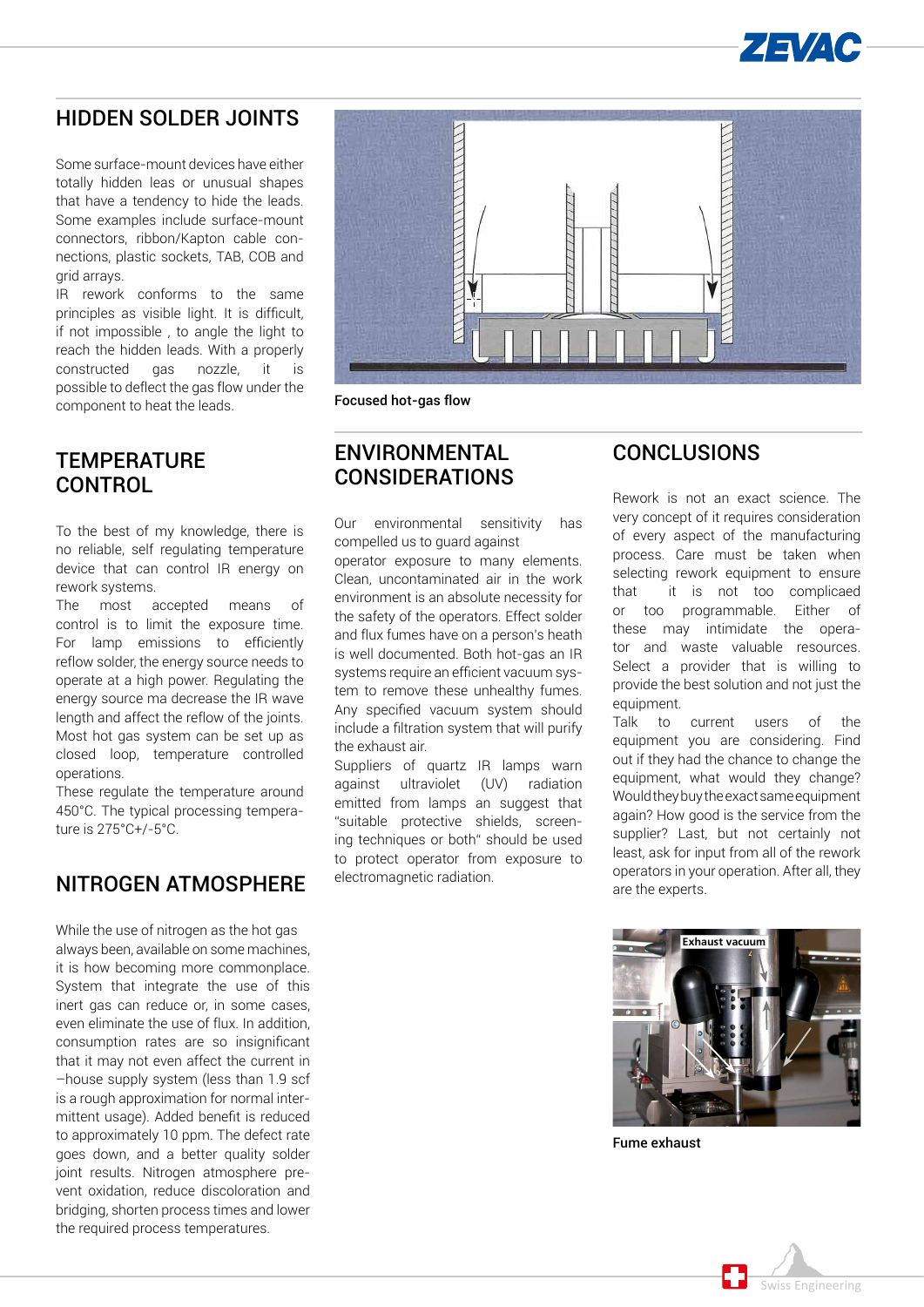## HIDDEN SOLDER JOINTS

Some surface-mount devices have either totally hidden leas or unusual shapes that have a tendency to hide the leads. Some examples include surface-mount connectors, ribbon/Kapton cable connections, plastic sockets, TAB, COB and grid arrays.
IR rework conforms to the same principles as visible light. It is difficult, if not impossible , to angle the light to reach the hidden leads. With a properly constructed gas nozzle, it is possible to deflect the gas flow under the component to heat the leads.

Focused hot-gas flow

## TEMPERATURE CONTROL

To the best of my knowledge, there is no reliable, self regulating temperature device that can control IR energy on rework systems.
The most accepted means of control is to limit the exposure time. For lamp emissions to efficiently reflow solder, the energy source needs to operate at a high power. Regulating the energy source ma decrease the IR wave length and affect the reflow of the joints.
Most hot gas system can be set up as closed loop, temperature controlled operations.
These regulate the temperature around 450°C. The typical processing temperature is 275°C+/-5°C.

## NITROGEN ATMOSPHERE

While the use of nitrogen as the hot gas always been, available on some machines, it is how becoming more commonplace. System that integrate the use of this inert gas can reduce or, in some cases, even eliminate the use of flux. In addition, consumption rates are so insignificant that it may not even affect the current in –house supply system (less than 1.9 scf is a rough approximation for normal intermittent usage). Added benefit is reduced to approximately 10 ppm. The defect rate goes down, and a better quality solder joint results. Nitrogen atmosphere prevent oxidation, reduce discoloration and bridging, shorten process times and lower the required process temperatures.

## ENVIRONMENTAL CONSIDERATIONS

Our environmental sensitivity has compelled us to guard against
operator exposure to many elements. Clean, uncontaminated air in the work environment is an absolute necessity for the safety of the operators. Effect solder and flux fumes have on a person's heath is well documented. Both hot-gas an IR systems require an efficient vacuum system to remove these unhealthy fumes. Any specified vacuum system should include a filtration system that will purify the exhaust air.
Suppliers of quartz IR lamps warn against ultraviolet (UV) radiation emitted from lamps an suggest that "suitable protective shields, screening techniques or both" should be used to protect operator from exposure to electromagnetic radiation.

## CONCLUSIONS

Rework is not an exact science. The very concept of it requires consideration of every aspect of the manufacturing process. Care must be taken when selecting rework equipment to ensure that it is not too complicaed or too programmable. Either of these may intimidate the operator and waste valuable resources. Select a provider that is willing to provide the best solution and not just the equipment.
Talk to current users of the equipment you are considering. Find out if they had the chance to change the equipment, what would they change? Would they buy the exact same equipment again? How good is the service from the supplier? Last, but not certainly not least, ask for input from all of the rework operators in your operation. After all, they are the experts.

Exhaust vacuum

Fume exhaust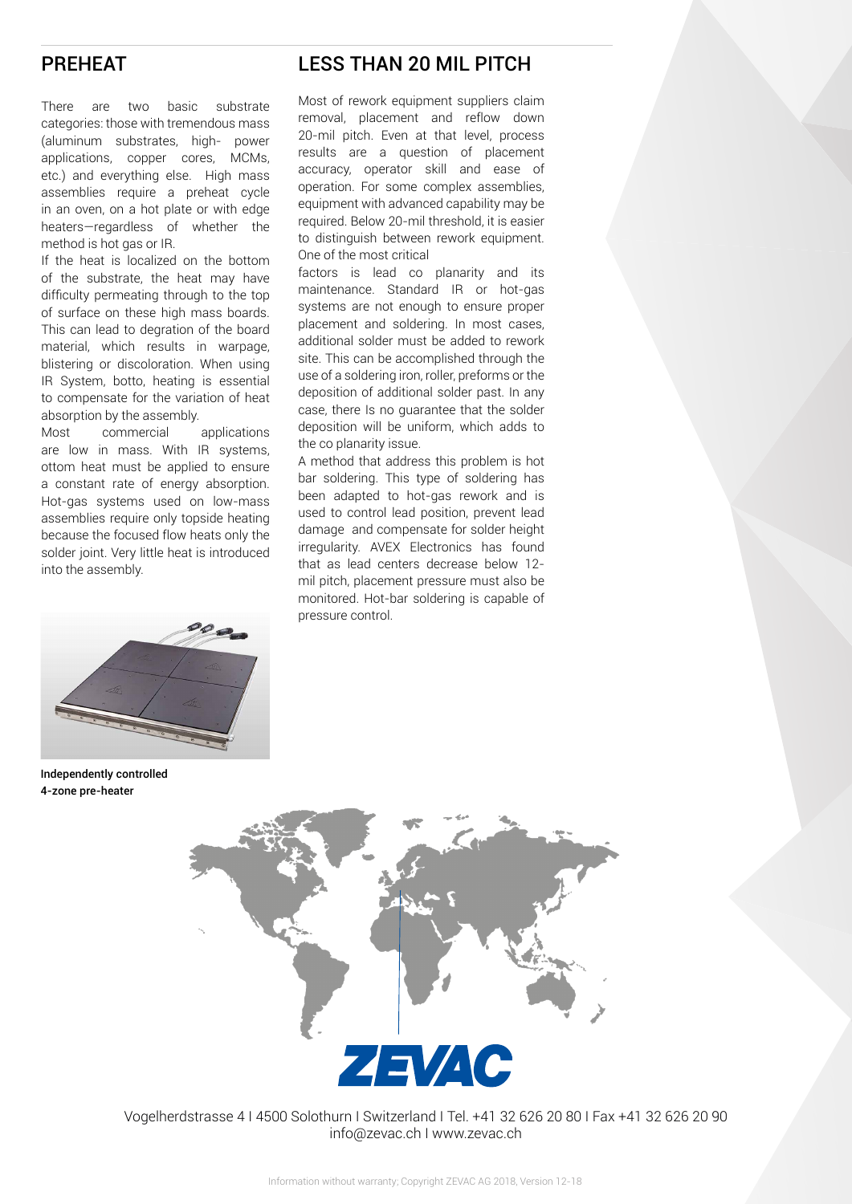## PREHEAT

There are two basic substrate categories: those with tremendous mass (aluminum substrates, high- power applications, copper cores, MCMs, etc.) and everything else. High mass assemblies require a preheat cycle in an oven, on a hot plate or with edge heaters—regardless of whether the method is hot gas or IR.

If the heat is localized on the bottom of the substrate, the heat may have difficulty permeating through to the top of surface on these high mass boards. This can lead to degration of the board material, which results in warpage, blistering or discoloration. When using IR System, botto, heating is essential to compensate for the variation of heat absorption by the assembly.

Most commercial applications are low in mass. With IR systems, ottom heat must be applied to ensure a constant rate of energy absorption. Hot-gas systems used on low-mass assemblies require only topside heating because the focused flow heats only the solder joint. Very little heat is introduced into the assembly.

**Independently controlled 4-zone pre-heater**

## LESS THAN 20 MIL PITCH

Most of rework equipment suppliers claim removal, placement and reflow down 20-mil pitch. Even at that level, process results are a question of placement accuracy, operator skill and ease of operation. For some complex assemblies, equipment with advanced capability may be required. Below 20-mil threshold, it is easier to distinguish between rework equipment. One of the most critical

factors is lead co planarity and its maintenance. Standard IR or hot-gas systems are not enough to ensure proper placement and soldering. In most cases, additional solder must be added to rework site. This can be accomplished through the use of a soldering iron, roller, preforms or the deposition of additional solder past. In any case, there Is no guarantee that the solder deposition will be uniform, which adds to the co planarity issue.

A method that address this problem is hot bar soldering. This type of soldering has been adapted to hot-gas rework and is used to control lead position, prevent lead damage and compensate for solder height irregularity. AVEX Electronics has found that as lead centers decrease below 12-mil pitch, placement pressure must also be monitored. Hot-bar soldering is capable of pressure control.

ZEVAC

Vogelherdstrasse 4 I 4500 Solothurn I Switzerland I Tel. +41 32 626 20 80 I Fax +41 32 626 20 90
info@zevac.ch I www.zevac.ch

Information without warranty; Copyright ZEVAC AG 2018, Version 12-18